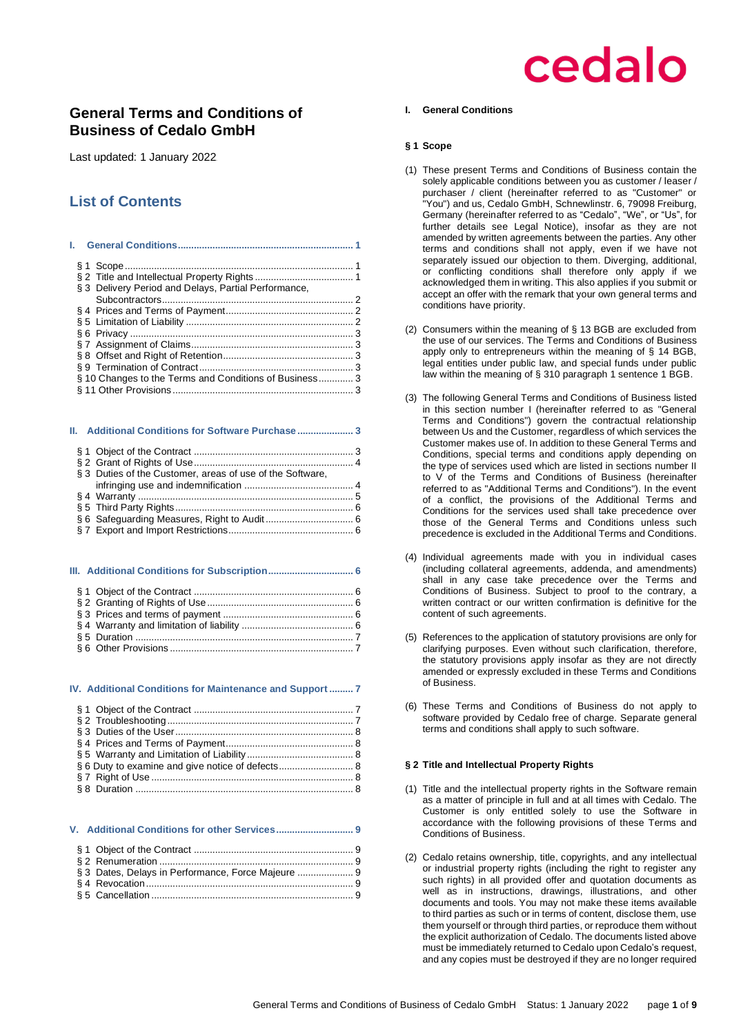cedalo

# General Terms and Conditions of Business of Cedalo GmbH

Last updated: 1 January 2022

## List of Contents

**I. General Conditions ... 1**

- § 1 Scope ... 1
- § 2 Title and Intellectual Property Rights ... 1
- § 3 Delivery Period and Delays, Partial Performance, Subcontractors ... 2
- § 4 Prices and Terms of Payment ... 2
- § 5 Limitation of Liability ... 2
- § 6 Privacy ... 3
- § 7 Assignment of Claims ... 3
- § 8 Offset and Right of Retention ... 3
- § 9 Termination of Contract ... 3
- § 10 Changes to the Terms and Conditions of Business ... 3
- § 11 Other Provisions ... 3

**II. Additional Conditions for Software Purchase ... 3**

- § 1 Object of the Contract ... 3
- § 2 Grant of Rights of Use ... 4
- § 3 Duties of the Customer, areas of use of the Software, infringing use and indemnification ... 4
- § 4 Warranty ... 5
- § 5 Third Party Rights ... 6
- § 6 Safeguarding Measures, Right to Audit ... 6
- § 7 Export and Import Restrictions ... 6

**III. Additional Conditions for Subscription ... 6**

- § 1 Object of the Contract ... 6
- § 2 Granting of Rights of Use ... 6
- § 3 Prices and terms of payment ... 6
- § 4 Warranty and limitation of liability ... 6
- § 5 Duration ... 7
- § 6 Other Provisions ... 7

**IV. Additional Conditions for Maintenance and Support ... 7**

- § 1 Object of the Contract ... 7
- § 2 Troubleshooting ... 7
- § 3 Duties of the User ... 8
- § 4 Prices and Terms of Payment ... 8
- § 5 Warranty and Limitation of Liability ... 8
- § 6 Duty to examine and give notice of defects ... 8
- § 7 Right of Use ... 8
- § 8 Duration ... 8

**V. Additional Conditions for other Services ... 9**

- § 1 Object of the Contract ... 9
- § 2 Renumeration ... 9
- § 3 Dates, Delays in Performance, Force Majeure ... 9
- § 4 Revocation ... 9
- § 5 Cancellation ... 9

## I. General Conditions

### § 1 Scope

(1) These present Terms and Conditions of Business contain the solely applicable conditions between you as customer / leaser / purchaser / client (hereinafter referred to as "Customer" or "You") and us, Cedalo GmbH, Schnewlinstr. 6, 79098 Freiburg, Germany (hereinafter referred to as "Cedalo", "We", or "Us", for further details see Legal Notice), insofar as they are not amended by written agreements between the parties. Any other terms and conditions shall not apply, even if we have not separately issued our objection to them. Diverging, additional, or conflicting conditions shall therefore only apply if we acknowledged them in writing. This also applies if you submit or accept an offer with the remark that your own general terms and conditions have priority.

(2) Consumers within the meaning of § 13 BGB are excluded from the use of our services. The Terms and Conditions of Business apply only to entrepreneurs within the meaning of § 14 BGB, legal entities under public law, and special funds under public law within the meaning of § 310 paragraph 1 sentence 1 BGB.

(3) The following General Terms and Conditions of Business listed in this section number I (hereinafter referred to as "General Terms and Conditions") govern the contractual relationship between Us and the Customer, regardless of which services the Customer makes use of. In addition to these General Terms and Conditions, special terms and conditions apply depending on the type of services used which are listed in sections number II to V of the Terms and Conditions of Business (hereinafter referred to as "Additional Terms and Conditions"). In the event of a conflict, the provisions of the Additional Terms and Conditions for the services used shall take precedence over those of the General Terms and Conditions unless such precedence is excluded in the Additional Terms and Conditions.

(4) Individual agreements made with you in individual cases (including collateral agreements, addenda, and amendments) shall in any case take precedence over the Terms and Conditions of Business. Subject to proof to the contrary, a written contract or our written confirmation is definitive for the content of such agreements.

(5) References to the application of statutory provisions are only for clarifying purposes. Even without such clarification, therefore, the statutory provisions apply insofar as they are not directly amended or expressly excluded in these Terms and Conditions of Business.

(6) These Terms and Conditions of Business do not apply to software provided by Cedalo free of charge. Separate general terms and conditions shall apply to such software.

### § 2 Title and Intellectual Property Rights

(1) Title and the intellectual property rights in the Software remain as a matter of principle in full and at all times with Cedalo. The Customer is only entitled solely to use the Software in accordance with the following provisions of these Terms and Conditions of Business.

(2) Cedalo retains ownership, title, copyrights, and any intellectual or industrial property rights (including the right to register any such rights) in all provided offer and quotation documents as well as in instructions, drawings, illustrations, and other documents and tools. You may not make these items available to third parties as such or in terms of content, disclose them, use them yourself or through third parties, or reproduce them without the explicit authorization of Cedalo. The documents listed above must be immediately returned to Cedalo upon Cedalo's request, and any copies must be destroyed if they are no longer required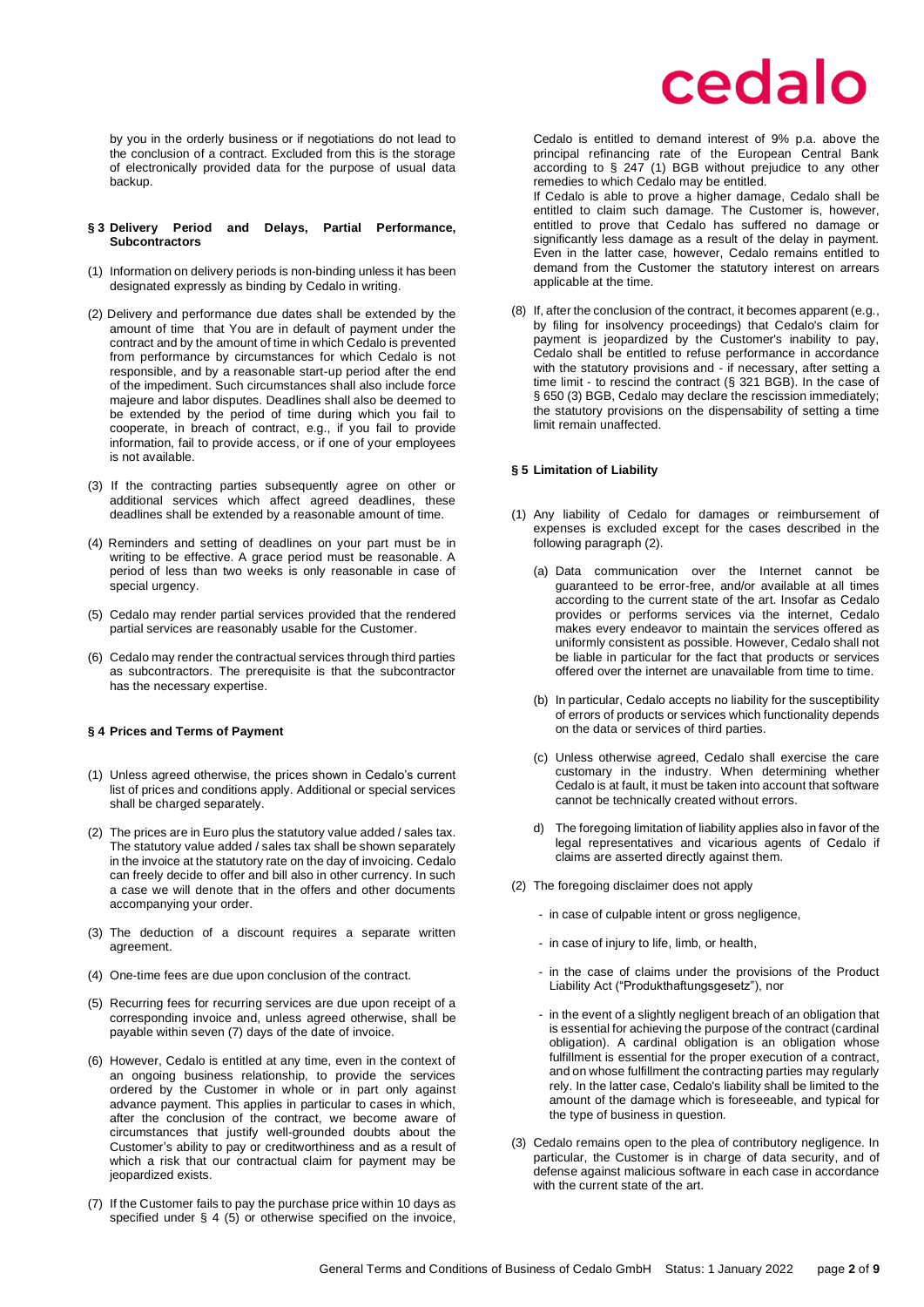by you in the orderly business or if negotiations do not lead to the conclusion of a contract. Excluded from this is the storage of electronically provided data for the purpose of usual data backup.

### § 3 Delivery Period and Delays, Partial Performance, Subcontractors

(1) Information on delivery periods is non-binding unless it has been designated expressly as binding by Cedalo in writing.

(2) Delivery and performance due dates shall be extended by the amount of time that You are in default of payment under the contract and by the amount of time in which Cedalo is prevented from performance by circumstances for which Cedalo is not responsible, and by a reasonable start-up period after the end of the impediment. Such circumstances shall also include force majeure and labor disputes. Deadlines shall also be deemed to be extended by the period of time during which you fail to cooperate, in breach of contract, e.g., if you fail to provide information, fail to provide access, or if one of your employees is not available.

(3) If the contracting parties subsequently agree on other or additional services which affect agreed deadlines, these deadlines shall be extended by a reasonable amount of time.

(4) Reminders and setting of deadlines on your part must be in writing to be effective. A grace period must be reasonable. A period of less than two weeks is only reasonable in case of special urgency.

(5) Cedalo may render partial services provided that the rendered partial services are reasonably usable for the Customer.

(6) Cedalo may render the contractual services through third parties as subcontractors. The prerequisite is that the subcontractor has the necessary expertise.

### § 4 Prices and Terms of Payment

(1) Unless agreed otherwise, the prices shown in Cedalo's current list of prices and conditions apply. Additional or special services shall be charged separately.

(2) The prices are in Euro plus the statutory value added / sales tax. The statutory value added / sales tax shall be shown separately in the invoice at the statutory rate on the day of invoicing. Cedalo can freely decide to offer and bill also in other currency. In such a case we will denote that in the offers and other documents accompanying your order.

(3) The deduction of a discount requires a separate written agreement.

(4) One-time fees are due upon conclusion of the contract.

(5) Recurring fees for recurring services are due upon receipt of a corresponding invoice and, unless agreed otherwise, shall be payable within seven (7) days of the date of invoice.

(6) However, Cedalo is entitled at any time, even in the context of an ongoing business relationship, to provide the services ordered by the Customer in whole or in part only against advance payment. This applies in particular to cases in which, after the conclusion of the contract, we become aware of circumstances that justify well-grounded doubts about the Customer's ability to pay or creditworthiness and as a result of which a risk that our contractual claim for payment may be jeopardized exists.

(7) If the Customer fails to pay the purchase price within 10 days as specified under § 4 (5) or otherwise specified on the invoice, Cedalo is entitled to demand interest of 9% p.a. above the principal refinancing rate of the European Central Bank according to § 247 (1) BGB without prejudice to any other remedies to which Cedalo may be entitled.
If Cedalo is able to prove a higher damage, Cedalo shall be entitled to claim such damage. The Customer is, however, entitled to prove that Cedalo has suffered no damage or significantly less damage as a result of the delay in payment. Even in the latter case, however, Cedalo remains entitled to demand from the Customer the statutory interest on arrears applicable at the time.

(8) If, after the conclusion of the contract, it becomes apparent (e.g., by filing for insolvency proceedings) that Cedalo's claim for payment is jeopardized by the Customer's inability to pay, Cedalo shall be entitled to refuse performance in accordance with the statutory provisions and - if necessary, after setting a time limit - to rescind the contract (§ 321 BGB). In the case of § 650 (3) BGB, Cedalo may declare the rescission immediately; the statutory provisions on the dispensability of setting a time limit remain unaffected.

### § 5 Limitation of Liability

(1) Any liability of Cedalo for damages or reimbursement of expenses is excluded except for the cases described in the following paragraph (2).

   (a) Data communication over the Internet cannot be guaranteed to be error-free, and/or available at all times according to the current state of the art. Insofar as Cedalo provides or performs services via the internet, Cedalo makes every endeavor to maintain the services offered as uniformly consistent as possible. However, Cedalo shall not be liable in particular for the fact that products or services offered over the internet are unavailable from time to time.

   (b) In particular, Cedalo accepts no liability for the susceptibility of errors of products or services which functionality depends on the data or services of third parties.

   (c) Unless otherwise agreed, Cedalo shall exercise the care customary in the industry. When determining whether Cedalo is at fault, it must be taken into account that software cannot be technically created without errors.

   d) The foregoing limitation of liability applies also in favor of the legal representatives and vicarious agents of Cedalo if claims are asserted directly against them.

(2) The foregoing disclaimer does not apply

- in case of culpable intent or gross negligence,
- in case of injury to life, limb, or health,
- in the case of claims under the provisions of the Product Liability Act ("Produkthaftungsgesetz"), nor
- in the event of a slightly negligent breach of an obligation that is essential for achieving the purpose of the contract (cardinal obligation). A cardinal obligation is an obligation whose fulfillment is essential for the proper execution of a contract, and on whose fulfillment the contracting parties may regularly rely. In the latter case, Cedalo's liability shall be limited to the amount of the damage which is foreseeable, and typical for the type of business in question.

(3) Cedalo remains open to the plea of contributory negligence. In particular, the Customer is in charge of data security, and of defense against malicious software in each case in accordance with the current state of the art.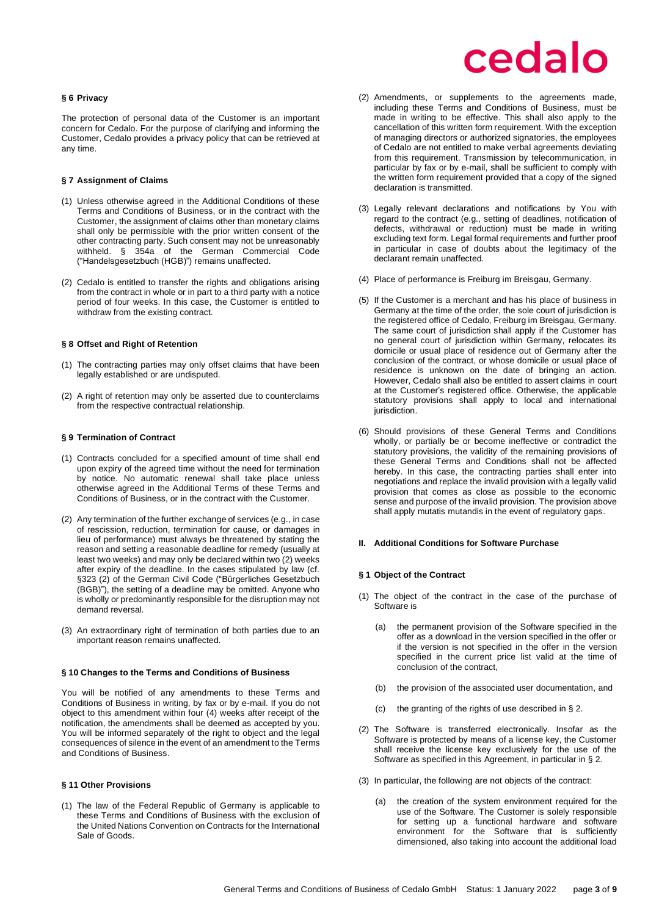### § 6 Privacy

The protection of personal data of the Customer is an important concern for Cedalo. For the purpose of clarifying and informing the Customer, Cedalo provides a privacy policy that can be retrieved at any time.

### § 7 Assignment of Claims

(1) Unless otherwise agreed in the Additional Conditions of these Terms and Conditions of Business, or in the contract with the Customer, the assignment of claims other than monetary claims shall only be permissible with the prior written consent of the other contracting party. Such consent may not be unreasonably withheld. § 354a of the German Commercial Code ("Handelsgesetzbuch (HGB)") remains unaffected.

(2) Cedalo is entitled to transfer the rights and obligations arising from the contract in whole or in part to a third party with a notice period of four weeks. In this case, the Customer is entitled to withdraw from the existing contract.

### § 8 Offset and Right of Retention

(1) The contracting parties may only offset claims that have been legally established or are undisputed.

(2) A right of retention may only be asserted due to counterclaims from the respective contractual relationship.

### § 9 Termination of Contract

(1) Contracts concluded for a specified amount of time shall end upon expiry of the agreed time without the need for termination by notice. No automatic renewal shall take place unless otherwise agreed in the Additional Terms of these Terms and Conditions of Business, or in the contract with the Customer.

(2) Any termination of the further exchange of services (e.g., in case of rescission, reduction, termination for cause, or damages in lieu of performance) must always be threatened by stating the reason and setting a reasonable deadline for remedy (usually at least two weeks) and may only be declared within two (2) weeks after expiry of the deadline. In the cases stipulated by law (cf. §323 (2) of the German Civil Code ("Bürgerliches Gesetzbuch (BGB)"), the setting of a deadline may be omitted. Anyone who is wholly or predominantly responsible for the disruption may not demand reversal.

(3) An extraordinary right of termination of both parties due to an important reason remains unaffected.

### § 10 Changes to the Terms and Conditions of Business

You will be notified of any amendments to these Terms and Conditions of Business in writing, by fax or by e-mail. If you do not object to this amendment within four (4) weeks after receipt of the notification, the amendments shall be deemed as accepted by you. You will be informed separately of the right to object and the legal consequences of silence in the event of an amendment to the Terms and Conditions of Business.

### § 11 Other Provisions

(1) The law of the Federal Republic of Germany is applicable to these Terms and Conditions of Business with the exclusion of the United Nations Convention on Contracts for the International Sale of Goods.

(2) Amendments, or supplements to the agreements made, including these Terms and Conditions of Business, must be made in writing to be effective. This shall also apply to the cancellation of this written form requirement. With the exception of managing directors or authorized signatories, the employees of Cedalo are not entitled to make verbal agreements deviating from this requirement. Transmission by telecommunication, in particular by fax or by e-mail, shall be sufficient to comply with the written form requirement provided that a copy of the signed declaration is transmitted.

(3) Legally relevant declarations and notifications by You with regard to the contract (e.g., setting of deadlines, notification of defects, withdrawal or reduction) must be made in writing excluding text form. Legal formal requirements and further proof in particular in case of doubts about the legitimacy of the declarant remain unaffected.

(4) Place of performance is Freiburg im Breisgau, Germany.

(5) If the Customer is a merchant and has his place of business in Germany at the time of the order, the sole court of jurisdiction is the registered office of Cedalo, Freiburg im Breisgau, Germany. The same court of jurisdiction shall apply if the Customer has no general court of jurisdiction within Germany, relocates its domicile or usual place of residence out of Germany after the conclusion of the contract, or whose domicile or usual place of residence is unknown on the date of bringing an action. However, Cedalo shall also be entitled to assert claims in court at the Customer's registered office. Otherwise, the applicable statutory provisions shall apply to local and international jurisdiction.

(6) Should provisions of these General Terms and Conditions wholly, or partially be or become ineffective or contradict the statutory provisions, the validity of the remaining provisions of these General Terms and Conditions shall not be affected hereby. In this case, the contracting parties shall enter into negotiations and replace the invalid provision with a legally valid provision that comes as close as possible to the economic sense and purpose of the invalid provision. The provision above shall apply mutatis mutandis in the event of regulatory gaps.

## II. Additional Conditions for Software Purchase

### § 1 Object of the Contract

(1) The object of the contract in the case of the purchase of Software is

(a) the permanent provision of the Software specified in the offer as a download in the version specified in the offer or if the version is not specified in the offer in the version specified in the current price list valid at the time of conclusion of the contract,

(b) the provision of the associated user documentation, and

(c) the granting of the rights of use described in § 2.

(2) The Software is transferred electronically. Insofar as the Software is protected by means of a license key, the Customer shall receive the license key exclusively for the use of the Software as specified in this Agreement, in particular in § 2.

(3) In particular, the following are not objects of the contract:

(a) the creation of the system environment required for the use of the Software. The Customer is solely responsible for setting up a functional hardware and software environment for the Software that is sufficiently dimensioned, also taking into account the additional load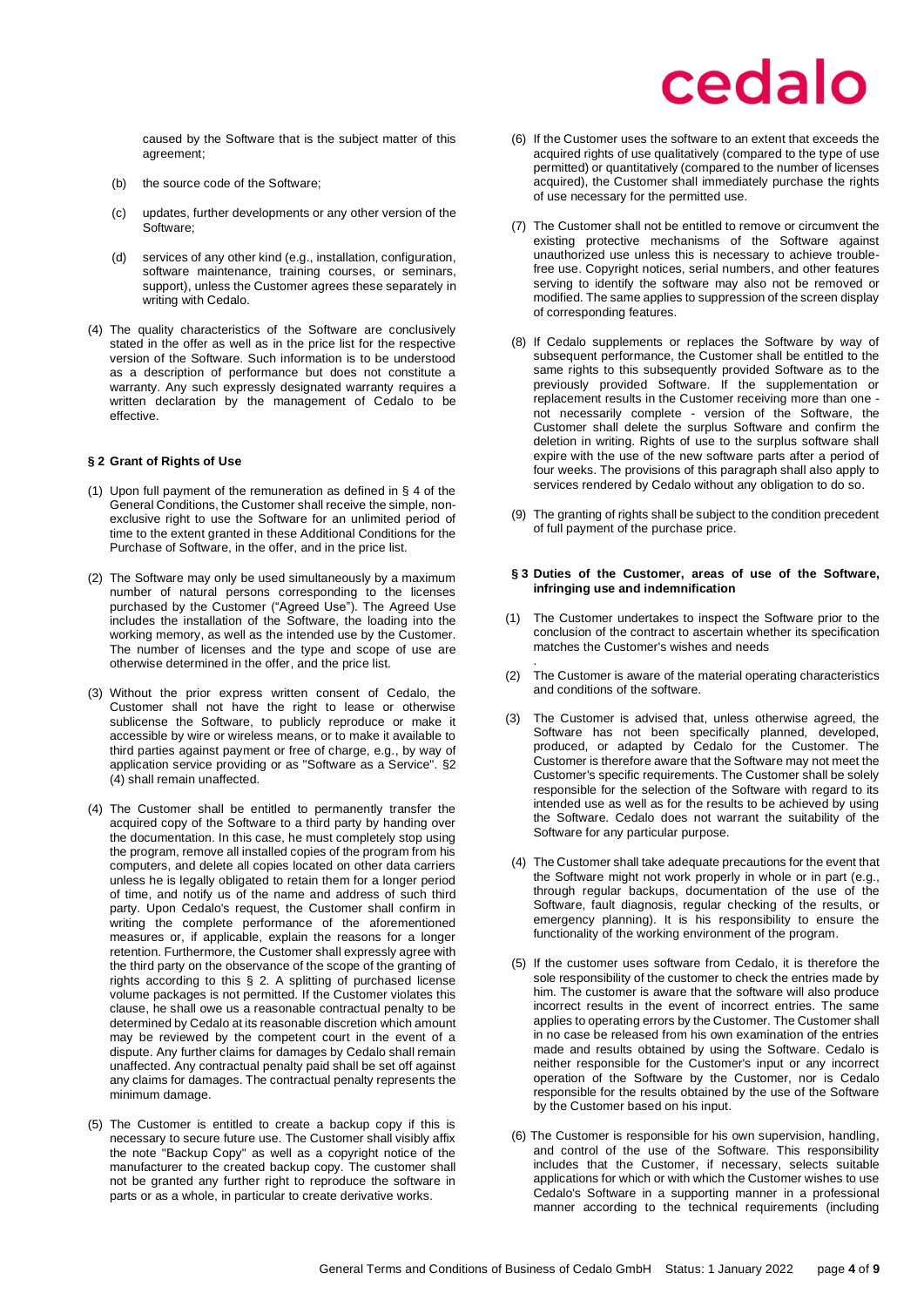caused by the Software that is the subject matter of this agreement;

(b) the source code of the Software;

(c) updates, further developments or any other version of the Software;

(d) services of any other kind (e.g., installation, configuration, software maintenance, training courses, or seminars, support), unless the Customer agrees these separately in writing with Cedalo.

(4) The quality characteristics of the Software are conclusively stated in the offer as well as in the price list for the respective version of the Software. Such information is to be understood as a description of performance but does not constitute a warranty. Any such expressly designated warranty requires a written declaration by the management of Cedalo to be effective.

### § 2 Grant of Rights of Use

(1) Upon full payment of the remuneration as defined in § 4 of the General Conditions, the Customer shall receive the simple, non-exclusive right to use the Software for an unlimited period of time to the extent granted in these Additional Conditions for the Purchase of Software, in the offer, and in the price list.

(2) The Software may only be used simultaneously by a maximum number of natural persons corresponding to the licenses purchased by the Customer ("Agreed Use"). The Agreed Use includes the installation of the Software, the loading into the working memory, as well as the intended use by the Customer. The number of licenses and the type and scope of use are otherwise determined in the offer, and the price list.

(3) Without the prior express written consent of Cedalo, the Customer shall not have the right to lease or otherwise sublicense the Software, to publicly reproduce or make it accessible by wire or wireless means, or to make it available to third parties against payment or free of charge, e.g., by way of application service providing or as "Software as a Service". §2 (4) shall remain unaffected.

(4) The Customer shall be entitled to permanently transfer the acquired copy of the Software to a third party by handing over the documentation. In this case, he must completely stop using the program, remove all installed copies of the program from his computers, and delete all copies located on other data carriers unless he is legally obligated to retain them for a longer period of time, and notify us of the name and address of such third party. Upon Cedalo's request, the Customer shall confirm in writing the complete performance of the aforementioned measures or, if applicable, explain the reasons for a longer retention. Furthermore, the Customer shall expressly agree with the third party on the observance of the scope of the granting of rights according to this § 2. A splitting of purchased license volume packages is not permitted. If the Customer violates this clause, he shall owe us a reasonable contractual penalty to be determined by Cedalo at its reasonable discretion which amount may be reviewed by the competent court in the event of a dispute. Any further claims for damages by Cedalo shall remain unaffected. Any contractual penalty paid shall be set off against any claims for damages. The contractual penalty represents the minimum damage.

(5) The Customer is entitled to create a backup copy if this is necessary to secure future use. The Customer shall visibly affix the note "Backup Copy" as well as a copyright notice of the manufacturer to the created backup copy. The customer shall not be granted any further right to reproduce the software in parts or as a whole, in particular to create derivative works.

(6) If the Customer uses the software to an extent that exceeds the acquired rights of use qualitatively (compared to the type of use permitted) or quantitatively (compared to the number of licenses acquired), the Customer shall immediately purchase the rights of use necessary for the permitted use.

(7) The Customer shall not be entitled to remove or circumvent the existing protective mechanisms of the Software against unauthorized use unless this is necessary to achieve trouble-free use. Copyright notices, serial numbers, and other features serving to identify the software may also not be removed or modified. The same applies to suppression of the screen display of corresponding features.

(8) If Cedalo supplements or replaces the Software by way of subsequent performance, the Customer shall be entitled to the same rights to this subsequently provided Software as to the previously provided Software. If the supplementation or replacement results in the Customer receiving more than one - not necessarily complete - version of the Software, the Customer shall delete the surplus Software and confirm the deletion in writing. Rights of use to the surplus software shall expire with the use of the new software parts after a period of four weeks. The provisions of this paragraph shall also apply to services rendered by Cedalo without any obligation to do so.

(9) The granting of rights shall be subject to the condition precedent of full payment of the purchase price.

### § 3 Duties of the Customer, areas of use of the Software, infringing use and indemnification

(1) The Customer undertakes to inspect the Software prior to the conclusion of the contract to ascertain whether its specification matches the Customer's wishes and needs
.

(2) The Customer is aware of the material operating characteristics and conditions of the software.

(3) The Customer is advised that, unless otherwise agreed, the Software has not been specifically planned, developed, produced, or adapted by Cedalo for the Customer. The Customer is therefore aware that the Software may not meet the Customer's specific requirements. The Customer shall be solely responsible for the selection of the Software with regard to its intended use as well as for the results to be achieved by using the Software. Cedalo does not warrant the suitability of the Software for any particular purpose.

(4) The Customer shall take adequate precautions for the event that the Software might not work properly in whole or in part (e.g., through regular backups, documentation of the use of the Software, fault diagnosis, regular checking of the results, or emergency planning). It is his responsibility to ensure the functionality of the working environment of the program.

(5) If the customer uses software from Cedalo, it is therefore the sole responsibility of the customer to check the entries made by him. The customer is aware that the software will also produce incorrect results in the event of incorrect entries. The same applies to operating errors by the Customer. The Customer shall in no case be released from his own examination of the entries made and results obtained by using the Software. Cedalo is neither responsible for the Customer's input or any incorrect operation of the Software by the Customer, nor is Cedalo responsible for the results obtained by the use of the Software by the Customer based on his input.

(6) The Customer is responsible for his own supervision, handling, and control of the use of the Software. This responsibility includes that the Customer, if necessary, selects suitable applications for which or with which the Customer wishes to use Cedalo's Software in a supporting manner in a professional manner according to the technical requirements (including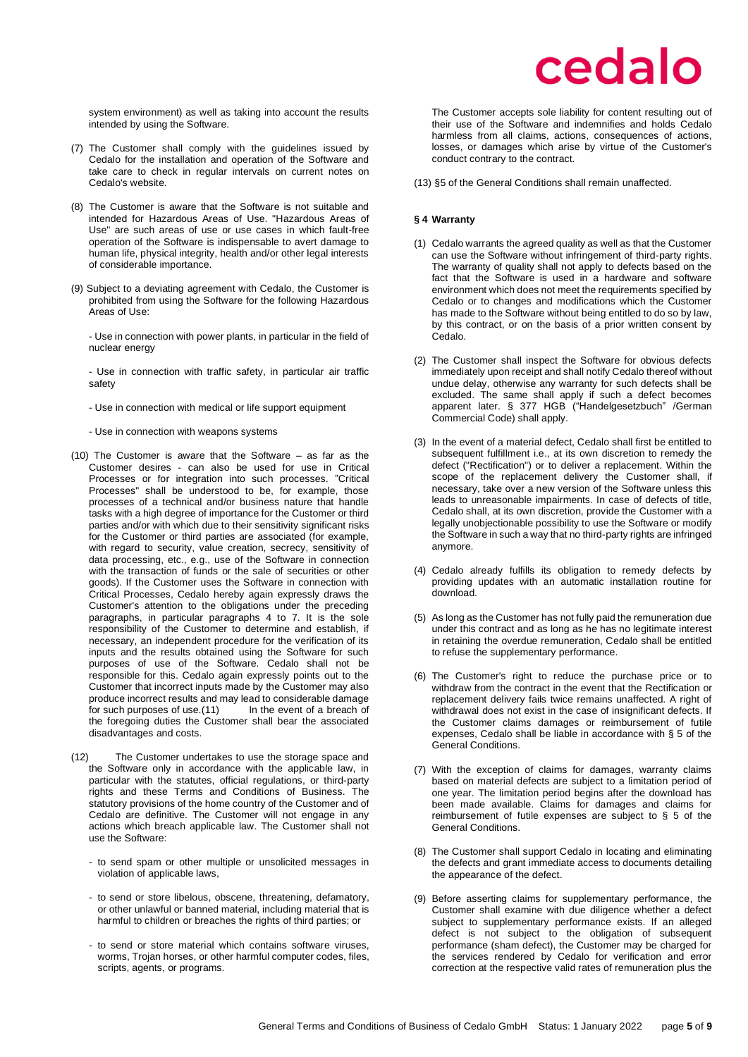system environment) as well as taking into account the results intended by using the Software.

(7) The Customer shall comply with the guidelines issued by Cedalo for the installation and operation of the Software and take care to check in regular intervals on current notes on Cedalo's website.

(8) The Customer is aware that the Software is not suitable and intended for Hazardous Areas of Use. "Hazardous Areas of Use" are such areas of use or use cases in which fault-free operation of the Software is indispensable to avert damage to human life, physical integrity, health and/or other legal interests of considerable importance.

(9) Subject to a deviating agreement with Cedalo, the Customer is prohibited from using the Software for the following Hazardous Areas of Use:

- Use in connection with power plants, in particular in the field of nuclear energy

- Use in connection with traffic safety, in particular air traffic safety

- Use in connection with medical or life support equipment

- Use in connection with weapons systems

(10) The Customer is aware that the Software – as far as the Customer desires - can also be used for use in Critical Processes or for integration into such processes. "Critical Processes" shall be understood to be, for example, those processes of a technical and/or business nature that handle tasks with a high degree of importance for the Customer or third parties and/or with which due to their sensitivity significant risks for the Customer or third parties are associated (for example, with regard to security, value creation, secrecy, sensitivity of data processing, etc., e.g., use of the Software in connection with the transaction of funds or the sale of securities or other goods). If the Customer uses the Software in connection with Critical Processes, Cedalo hereby again expressly draws the Customer's attention to the obligations under the preceding paragraphs, in particular paragraphs 4 to 7. It is the sole responsibility of the Customer to determine and establish, if necessary, an independent procedure for the verification of its inputs and the results obtained using the Software for such purposes of use of the Software. Cedalo shall not be responsible for this. Cedalo again expressly points out to the Customer that incorrect inputs made by the Customer may also produce incorrect results and may lead to considerable damage for such purposes of use.(11) In the event of a breach of the foregoing duties the Customer shall bear the associated disadvantages and costs.

(12) The Customer undertakes to use the storage space and the Software only in accordance with the applicable law, in particular with the statutes, official regulations, or third-party rights and these Terms and Conditions of Business. The statutory provisions of the home country of the Customer and of Cedalo are definitive. The Customer will not engage in any actions which breach applicable law. The Customer shall not use the Software:

- to send spam or other multiple or unsolicited messages in violation of applicable laws,
- to send or store libelous, obscene, threatening, defamatory, or other unlawful or banned material, including material that is harmful to children or breaches the rights of third parties; or
- to send or store material which contains software viruses, worms, Trojan horses, or other harmful computer codes, files, scripts, agents, or programs.

The Customer accepts sole liability for content resulting out of their use of the Software and indemnifies and holds Cedalo harmless from all claims, actions, consequences of actions, losses, or damages which arise by virtue of the Customer's conduct contrary to the contract.

(13) §5 of the General Conditions shall remain unaffected.

### § 4 Warranty

(1) Cedalo warrants the agreed quality as well as that the Customer can use the Software without infringement of third-party rights. The warranty of quality shall not apply to defects based on the fact that the Software is used in a hardware and software environment which does not meet the requirements specified by Cedalo or to changes and modifications which the Customer has made to the Software without being entitled to do so by law, by this contract, or on the basis of a prior written consent by Cedalo.

(2) The Customer shall inspect the Software for obvious defects immediately upon receipt and shall notify Cedalo thereof without undue delay, otherwise any warranty for such defects shall be excluded. The same shall apply if such a defect becomes apparent later. § 377 HGB ("Handelgesetzbuch" /German Commercial Code) shall apply.

(3) In the event of a material defect, Cedalo shall first be entitled to subsequent fulfillment i.e., at its own discretion to remedy the defect ("Rectification") or to deliver a replacement. Within the scope of the replacement delivery the Customer shall, if necessary, take over a new version of the Software unless this leads to unreasonable impairments. In case of defects of title, Cedalo shall, at its own discretion, provide the Customer with a legally unobjectionable possibility to use the Software or modify the Software in such a way that no third-party rights are infringed anymore.

(4) Cedalo already fulfills its obligation to remedy defects by providing updates with an automatic installation routine for download.

(5) As long as the Customer has not fully paid the remuneration due under this contract and as long as he has no legitimate interest in retaining the overdue remuneration, Cedalo shall be entitled to refuse the supplementary performance.

(6) The Customer's right to reduce the purchase price or to withdraw from the contract in the event that the Rectification or replacement delivery fails twice remains unaffected. A right of withdrawal does not exist in the case of insignificant defects. If the Customer claims damages or reimbursement of futile expenses, Cedalo shall be liable in accordance with § 5 of the General Conditions.

(7) With the exception of claims for damages, warranty claims based on material defects are subject to a limitation period of one year. The limitation period begins after the download has been made available. Claims for damages and claims for reimbursement of futile expenses are subject to § 5 of the General Conditions.

(8) The Customer shall support Cedalo in locating and eliminating the defects and grant immediate access to documents detailing the appearance of the defect.

(9) Before asserting claims for supplementary performance, the Customer shall examine with due diligence whether a defect subject to supplementary performance exists. If an alleged defect is not subject to the obligation of subsequent performance (sham defect), the Customer may be charged for the services rendered by Cedalo for verification and error correction at the respective valid rates of remuneration plus the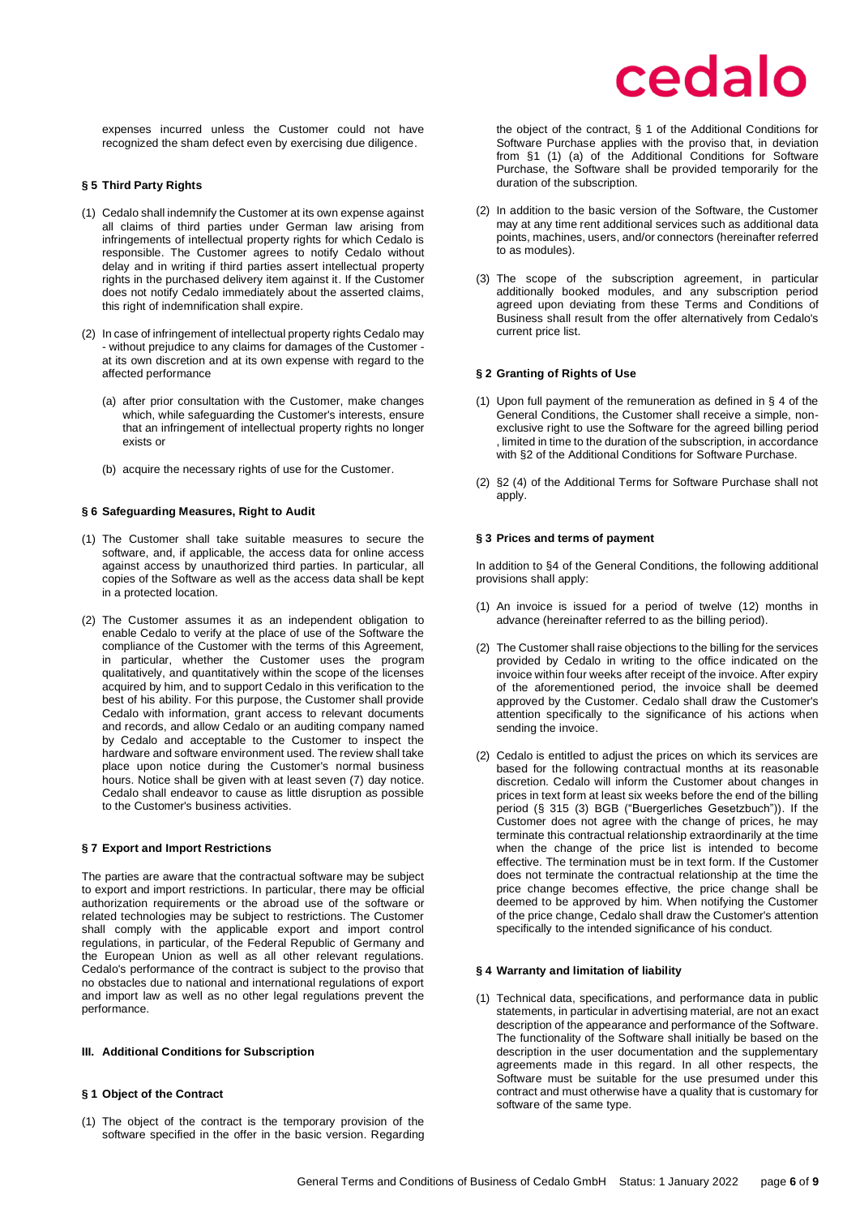expenses incurred unless the Customer could not have recognized the sham defect even by exercising due diligence.

#### § 5 Third Party Rights

(1) Cedalo shall indemnify the Customer at its own expense against all claims of third parties under German law arising from infringements of intellectual property rights for which Cedalo is responsible. The Customer agrees to notify Cedalo without delay and in writing if third parties assert intellectual property rights in the purchased delivery item against it. If the Customer does not notify Cedalo immediately about the asserted claims, this right of indemnification shall expire.

(2) In case of infringement of intellectual property rights Cedalo may - without prejudice to any claims for damages of the Customer - at its own discretion and at its own expense with regard to the affected performance

   (a) after prior consultation with the Customer, make changes which, while safeguarding the Customer's interests, ensure that an infringement of intellectual property rights no longer exists or

   (b) acquire the necessary rights of use for the Customer.

#### § 6 Safeguarding Measures, Right to Audit

(1) The Customer shall take suitable measures to secure the software, and, if applicable, the access data for online access against access by unauthorized third parties. In particular, all copies of the Software as well as the access data shall be kept in a protected location.

(2) The Customer assumes it as an independent obligation to enable Cedalo to verify at the place of use of the Software the compliance of the Customer with the terms of this Agreement, in particular, whether the Customer uses the program qualitatively, and quantitatively within the scope of the licenses acquired by him, and to support Cedalo in this verification to the best of his ability. For this purpose, the Customer shall provide Cedalo with information, grant access to relevant documents and records, and allow Cedalo or an auditing company named by Cedalo and acceptable to the Customer to inspect the hardware and software environment used. The review shall take place upon notice during the Customer's normal business hours. Notice shall be given with at least seven (7) day notice. Cedalo shall endeavor to cause as little disruption as possible to the Customer's business activities.

#### § 7 Export and Import Restrictions

The parties are aware that the contractual software may be subject to export and import restrictions. In particular, there may be official authorization requirements or the abroad use of the software or related technologies may be subject to restrictions. The Customer shall comply with the applicable export and import control regulations, in particular, of the Federal Republic of Germany and the European Union as well as all other relevant regulations. Cedalo's performance of the contract is subject to the proviso that no obstacles due to national and international regulations of export and import law as well as no other legal regulations prevent the performance.

### III. Additional Conditions for Subscription

#### § 1 Object of the Contract

(1) The object of the contract is the temporary provision of the software specified in the offer in the basic version. Regarding the object of the contract, § 1 of the Additional Conditions for Software Purchase applies with the proviso that, in deviation from §1 (1) (a) of the Additional Conditions for Software Purchase, the Software shall be provided temporarily for the duration of the subscription.

(2) In addition to the basic version of the Software, the Customer may at any time rent additional services such as additional data points, machines, users, and/or connectors (hereinafter referred to as modules).

(3) The scope of the subscription agreement, in particular additionally booked modules, and any subscription period agreed upon deviating from these Terms and Conditions of Business shall result from the offer alternatively from Cedalo's current price list.

#### § 2 Granting of Rights of Use

(1) Upon full payment of the remuneration as defined in § 4 of the General Conditions, the Customer shall receive a simple, non-exclusive right to use the Software for the agreed billing period , limited in time to the duration of the subscription, in accordance with §2 of the Additional Conditions for Software Purchase.

(2) §2 (4) of the Additional Terms for Software Purchase shall not apply.

#### § 3 Prices and terms of payment

In addition to §4 of the General Conditions, the following additional provisions shall apply:

(1) An invoice is issued for a period of twelve (12) months in advance (hereinafter referred to as the billing period).

(2) The Customer shall raise objections to the billing for the services provided by Cedalo in writing to the office indicated on the invoice within four weeks after receipt of the invoice. After expiry of the aforementioned period, the invoice shall be deemed approved by the Customer. Cedalo shall draw the Customer's attention specifically to the significance of his actions when sending the invoice.

(2) Cedalo is entitled to adjust the prices on which its services are based for the following contractual months at its reasonable discretion. Cedalo will inform the Customer about changes in prices in text form at least six weeks before the end of the billing period (§ 315 (3) BGB ("Buergerliches Gesetzbuch")). If the Customer does not agree with the change of prices, he may terminate this contractual relationship extraordinarily at the time when the change of the price list is intended to become effective. The termination must be in text form. If the Customer does not terminate the contractual relationship at the time the price change becomes effective, the price change shall be deemed to be approved by him. When notifying the Customer of the price change, Cedalo shall draw the Customer's attention specifically to the intended significance of his conduct.

#### § 4 Warranty and limitation of liability

(1) Technical data, specifications, and performance data in public statements, in particular in advertising material, are not an exact description of the appearance and performance of the Software. The functionality of the Software shall initially be based on the description in the user documentation and the supplementary agreements made in this regard. In all other respects, the Software must be suitable for the use presumed under this contract and must otherwise have a quality that is customary for software of the same type.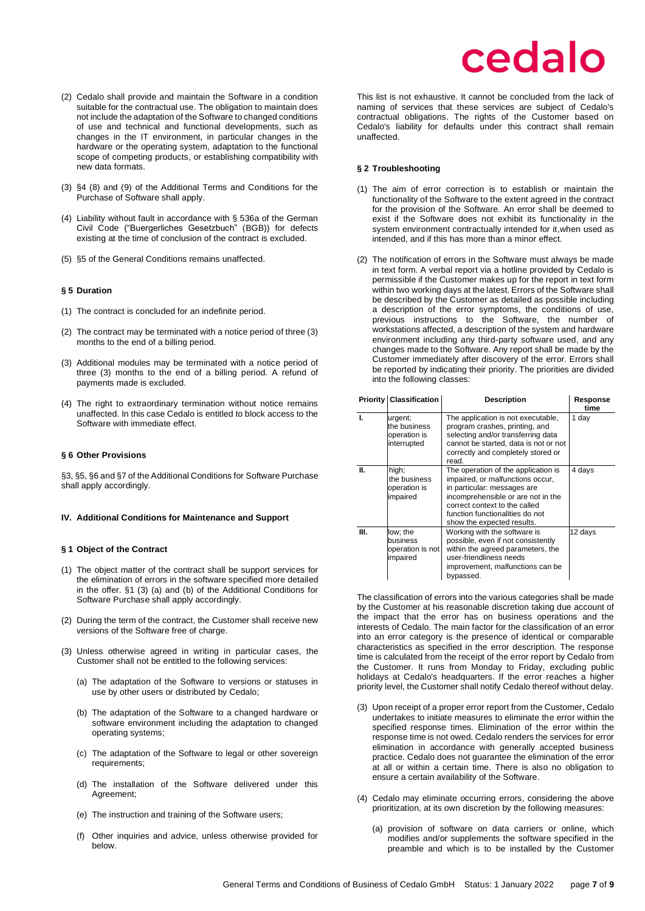(2) Cedalo shall provide and maintain the Software in a condition suitable for the contractual use. The obligation to maintain does not include the adaptation of the Software to changed conditions of use and technical and functional developments, such as changes in the IT environment, in particular changes in the hardware or the operating system, adaptation to the functional scope of competing products, or establishing compatibility with new data formats.

(3) §4 (8) and (9) of the Additional Terms and Conditions for the Purchase of Software shall apply.

(4) Liability without fault in accordance with § 536a of the German Civil Code ("Buergerliches Gesetzbuch" (BGB)) for defects existing at the time of conclusion of the contract is excluded.

(5) §5 of the General Conditions remains unaffected.

### § 5 Duration

(1) The contract is concluded for an indefinite period.

(2) The contract may be terminated with a notice period of three (3) months to the end of a billing period.

(3) Additional modules may be terminated with a notice period of three (3) months to the end of a billing period. A refund of payments made is excluded.

(4) The right to extraordinary termination without notice remains unaffected. In this case Cedalo is entitled to block access to the Software with immediate effect.

### § 6 Other Provisions

§3, §5, §6 and §7 of the Additional Conditions for Software Purchase shall apply accordingly.

## IV. Additional Conditions for Maintenance and Support

### § 1 Object of the Contract

(1) The object matter of the contract shall be support services for the elimination of errors in the software specified more detailed in the offer. §1 (3) (a) and (b) of the Additional Conditions for Software Purchase shall apply accordingly.

(2) During the term of the contract, the Customer shall receive new versions of the Software free of charge.

(3) Unless otherwise agreed in writing in particular cases, the Customer shall not be entitled to the following services:

(a) The adaptation of the Software to versions or statuses in use by other users or distributed by Cedalo;

(b) The adaptation of the Software to a changed hardware or software environment including the adaptation to changed operating systems;

(c) The adaptation of the Software to legal or other sovereign requirements;

(d) The installation of the Software delivered under this Agreement;

(e) The instruction and training of the Software users;

(f) Other inquiries and advice, unless otherwise provided for below.

This list is not exhaustive. It cannot be concluded from the lack of naming of services that these services are subject of Cedalo's contractual obligations. The rights of the Customer based on Cedalo's liability for defaults under this contract shall remain unaffected.

### § 2 Troubleshooting

(1) The aim of error correction is to establish or maintain the functionality of the Software to the extent agreed in the contract for the provision of the Software. An error shall be deemed to exist if the Software does not exhibit its functionality in the system environment contractually intended for it,when used as intended, and if this has more than a minor effect.

(2) The notification of errors in the Software must always be made in text form. A verbal report via a hotline provided by Cedalo is permissible if the Customer makes up for the report in text form within two working days at the latest. Errors of the Software shall be described by the Customer as detailed as possible including a description of the error symptoms, the conditions of use, previous instructions to the Software, the number of workstations affected, a description of the system and hardware environment including any third-party software used, and any changes made to the Software. Any report shall be made by the Customer immediately after discovery of the error. Errors shall be reported by indicating their priority. The priorities are divided into the following classes:

| Priority | Classification | Description | Response time |
|---|---|---|---|
| I. | urgent; the business operation is interrupted | The application is not executable, program crashes, printing, and selecting and/or transferring data cannot be started, data is not or not correctly and completely stored or read. | 1 day |
| II. | high; the business operation is impaired | The operation of the application is impaired, or malfunctions occur, in particular: messages are incomprehensible or are not in the correct context to the called function functionalities do not show the expected results. | 4 days |
| III. | low; the business operation is not impaired | Working with the software is possible, even if not consistently within the agreed parameters, the user-friendliness needs improvement, malfunctions can be bypassed. | 12 days |

The classification of errors into the various categories shall be made by the Customer at his reasonable discretion taking due account of the impact that the error has on business operations and the interests of Cedalo. The main factor for the classification of an error into an error category is the presence of identical or comparable characteristics as specified in the error description. The response time is calculated from the receipt of the error report by Cedalo from the Customer. It runs from Monday to Friday, excluding public holidays at Cedalo's headquarters. If the error reaches a higher priority level, the Customer shall notify Cedalo thereof without delay.

(3) Upon receipt of a proper error report from the Customer, Cedalo undertakes to initiate measures to eliminate the error within the specified response times. Elimination of the error within the response time is not owed. Cedalo renders the services for error elimination in accordance with generally accepted business practice. Cedalo does not guarantee the elimination of the error at all or within a certain time. There is also no obligation to ensure a certain availability of the Software.

(4) Cedalo may eliminate occurring errors, considering the above prioritization, at its own discretion by the following measures:

(a) provision of software on data carriers or online, which modifies and/or supplements the software specified in the preamble and which is to be installed by the Customer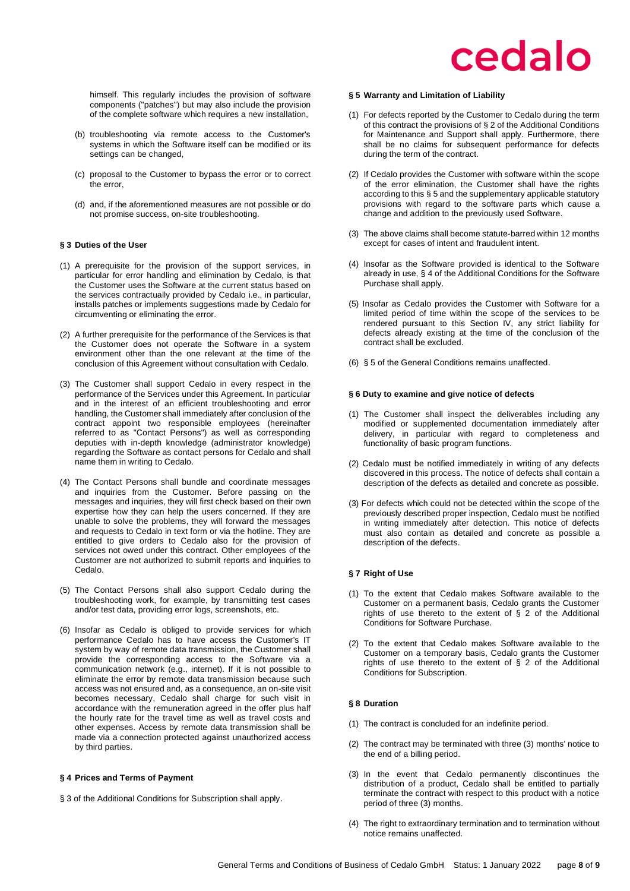himself. This regularly includes the provision of software components ("patches") but may also include the provision of the complete software which requires a new installation,

(b) troubleshooting via remote access to the Customer's systems in which the Software itself can be modified or its settings can be changed,

(c) proposal to the Customer to bypass the error or to correct the error,

(d) and, if the aforementioned measures are not possible or do not promise success, on-site troubleshooting.

### § 3 Duties of the User

(1) A prerequisite for the provision of the support services, in particular for error handling and elimination by Cedalo, is that the Customer uses the Software at the current status based on the services contractually provided by Cedalo i.e., in particular, installs patches or implements suggestions made by Cedalo for circumventing or eliminating the error.

(2) A further prerequisite for the performance of the Services is that the Customer does not operate the Software in a system environment other than the one relevant at the time of the conclusion of this Agreement without consultation with Cedalo.

(3) The Customer shall support Cedalo in every respect in the performance of the Services under this Agreement. In particular and in the interest of an efficient troubleshooting and error handling, the Customer shall immediately after conclusion of the contract appoint two responsible employees (hereinafter referred to as "Contact Persons") as well as corresponding deputies with in-depth knowledge (administrator knowledge) regarding the Software as contact persons for Cedalo and shall name them in writing to Cedalo.

(4) The Contact Persons shall bundle and coordinate messages and inquiries from the Customer. Before passing on the messages and inquiries, they will first check based on their own expertise how they can help the users concerned. If they are unable to solve the problems, they will forward the messages and requests to Cedalo in text form or via the hotline. They are entitled to give orders to Cedalo also for the provision of services not owed under this contract. Other employees of the Customer are not authorized to submit reports and inquiries to Cedalo.

(5) The Contact Persons shall also support Cedalo during the troubleshooting work, for example, by transmitting test cases and/or test data, providing error logs, screenshots, etc.

(6) Insofar as Cedalo is obliged to provide services for which performance Cedalo has to have access the Customer's IT system by way of remote data transmission, the Customer shall provide the corresponding access to the Software via a communication network (e.g., internet). If it is not possible to eliminate the error by remote data transmission because such access was not ensured and, as a consequence, an on-site visit becomes necessary, Cedalo shall charge for such visit in accordance with the remuneration agreed in the offer plus half the hourly rate for the travel time as well as travel costs and other expenses. Access by remote data transmission shall be made via a connection protected against unauthorized access by third parties.

### § 4 Prices and Terms of Payment

§ 3 of the Additional Conditions for Subscription shall apply.

### § 5 Warranty and Limitation of Liability

(1) For defects reported by the Customer to Cedalo during the term of this contract the provisions of § 2 of the Additional Conditions for Maintenance and Support shall apply. Furthermore, there shall be no claims for subsequent performance for defects during the term of the contract.

(2) If Cedalo provides the Customer with software within the scope of the error elimination, the Customer shall have the rights according to this § 5 and the supplementary applicable statutory provisions with regard to the software parts which cause a change and addition to the previously used Software.

(3) The above claims shall become statute-barred within 12 months except for cases of intent and fraudulent intent.

(4) Insofar as the Software provided is identical to the Software already in use, § 4 of the Additional Conditions for the Software Purchase shall apply.

(5) Insofar as Cedalo provides the Customer with Software for a limited period of time within the scope of the services to be rendered pursuant to this Section IV, any strict liability for defects already existing at the time of the conclusion of the contract shall be excluded.

(6) § 5 of the General Conditions remains unaffected.

### § 6 Duty to examine and give notice of defects

(1) The Customer shall inspect the deliverables including any modified or supplemented documentation immediately after delivery, in particular with regard to completeness and functionality of basic program functions.

(2) Cedalo must be notified immediately in writing of any defects discovered in this process. The notice of defects shall contain a description of the defects as detailed and concrete as possible.

(3) For defects which could not be detected within the scope of the previously described proper inspection, Cedalo must be notified in writing immediately after detection. This notice of defects must also contain as detailed and concrete as possible a description of the defects.

### § 7 Right of Use

(1) To the extent that Cedalo makes Software available to the Customer on a permanent basis, Cedalo grants the Customer rights of use thereto to the extent of § 2 of the Additional Conditions for Software Purchase.

(2) To the extent that Cedalo makes Software available to the Customer on a temporary basis, Cedalo grants the Customer rights of use thereto to the extent of § 2 of the Additional Conditions for Subscription.

### § 8 Duration

(1) The contract is concluded for an indefinite period.

(2) The contract may be terminated with three (3) months' notice to the end of a billing period.

(3) In the event that Cedalo permanently discontinues the distribution of a product, Cedalo shall be entitled to partially terminate the contract with respect to this product with a notice period of three (3) months.

(4) The right to extraordinary termination and to termination without notice remains unaffected.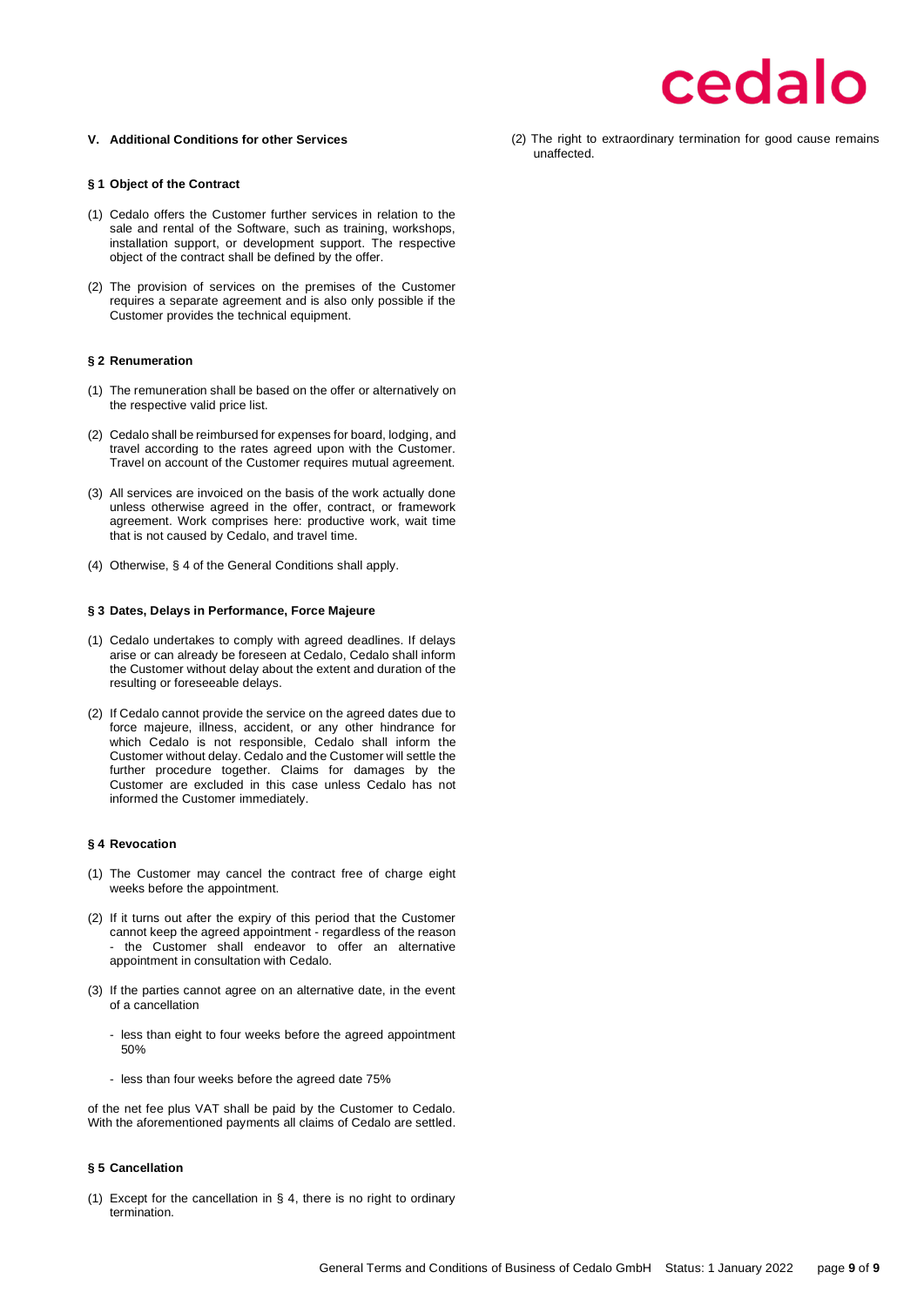## V. Additional Conditions for other Services

### § 1 Object of the Contract

(1) Cedalo offers the Customer further services in relation to the sale and rental of the Software, such as training, workshops, installation support, or development support. The respective object of the contract shall be defined by the offer.

(2) The provision of services on the premises of the Customer requires a separate agreement and is also only possible if the Customer provides the technical equipment.

### § 2 Renumeration

(1) The remuneration shall be based on the offer or alternatively on the respective valid price list.

(2) Cedalo shall be reimbursed for expenses for board, lodging, and travel according to the rates agreed upon with the Customer. Travel on account of the Customer requires mutual agreement.

(3) All services are invoiced on the basis of the work actually done unless otherwise agreed in the offer, contract, or framework agreement. Work comprises here: productive work, wait time that is not caused by Cedalo, and travel time.

(4) Otherwise, § 4 of the General Conditions shall apply.

### § 3 Dates, Delays in Performance, Force Majeure

(1) Cedalo undertakes to comply with agreed deadlines. If delays arise or can already be foreseen at Cedalo, Cedalo shall inform the Customer without delay about the extent and duration of the resulting or foreseeable delays.

(2) If Cedalo cannot provide the service on the agreed dates due to force majeure, illness, accident, or any other hindrance for which Cedalo is not responsible, Cedalo shall inform the Customer without delay. Cedalo and the Customer will settle the further procedure together. Claims for damages by the Customer are excluded in this case unless Cedalo has not informed the Customer immediately.

### § 4 Revocation

(1) The Customer may cancel the contract free of charge eight weeks before the appointment.

(2) If it turns out after the expiry of this period that the Customer cannot keep the agreed appointment - regardless of the reason - the Customer shall endeavor to offer an alternative appointment in consultation with Cedalo.

(3) If the parties cannot agree on an alternative date, in the event of a cancellation

- less than eight to four weeks before the agreed appointment 50%
- less than four weeks before the agreed date 75%

of the net fee plus VAT shall be paid by the Customer to Cedalo. With the aforementioned payments all claims of Cedalo are settled.

### § 5 Cancellation

(1) Except for the cancellation in § 4, there is no right to ordinary termination.

(2) The right to extraordinary termination for good cause remains unaffected.